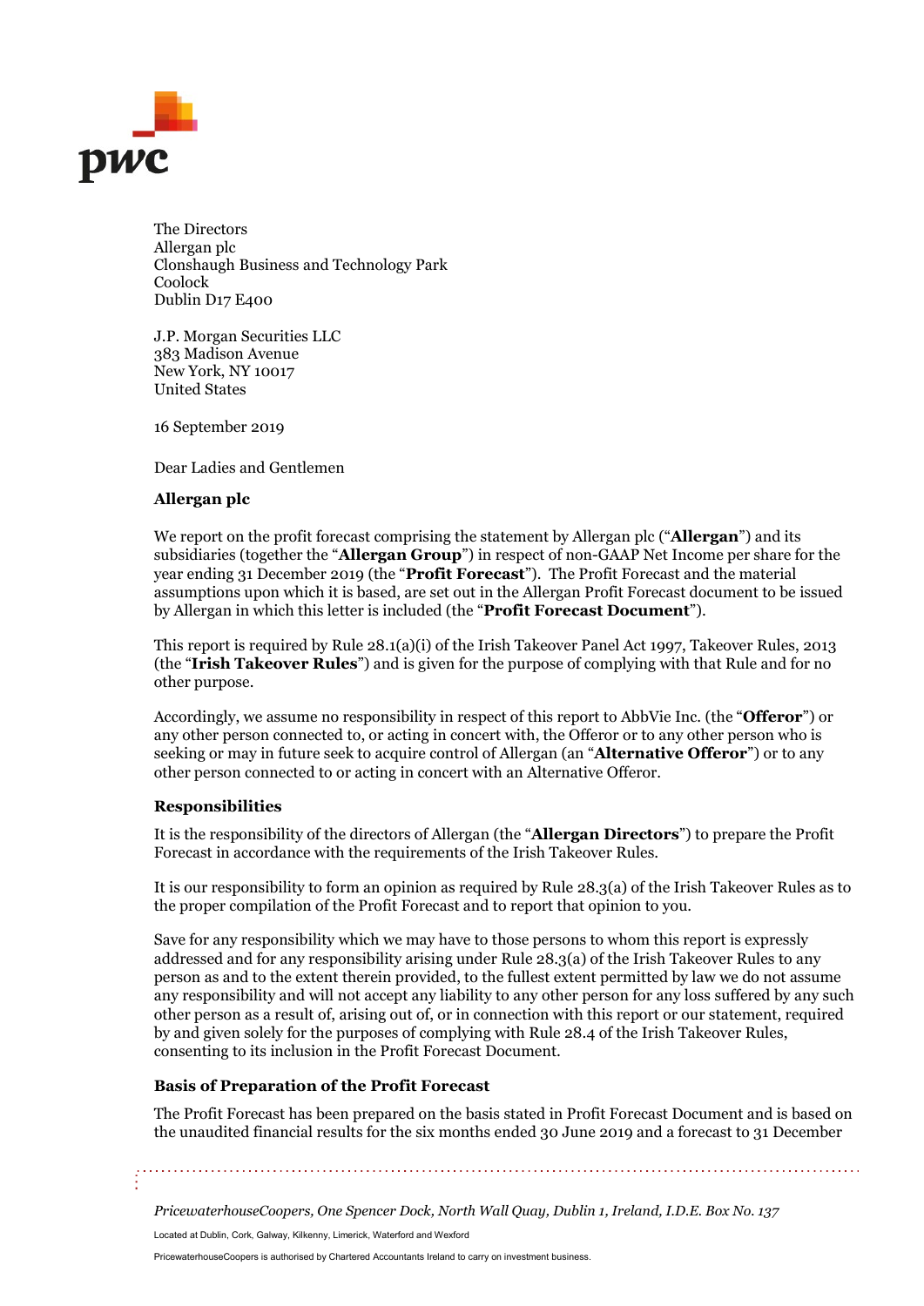The Directors
Allergan plc
Clonshaugh Business and Technology Park
Coolock
Dublin D17 E400

J.P. Morgan Securities LLC
383 Madison Avenue
New York, NY 10017
United States

16 September 2019

Dear Ladies and Gentlemen

**Allergan plc**

We report on the profit forecast comprising the statement by Allergan plc ("**Allergan**") and its subsidiaries (together the "**Allergan Group**") in respect of non-GAAP Net Income per share for the year ending 31 December 2019 (the "**Profit Forecast**"). The Profit Forecast and the material assumptions upon which it is based, are set out in the Allergan Profit Forecast document to be issued by Allergan in which this letter is included (the "**Profit Forecast Document**").

This report is required by Rule 28.1(a)(i) of the Irish Takeover Panel Act 1997, Takeover Rules, 2013 (the "**Irish Takeover Rules**") and is given for the purpose of complying with that Rule and for no other purpose.

Accordingly, we assume no responsibility in respect of this report to AbbVie Inc. (the "**Offeror**") or any other person connected to, or acting in concert with, the Offeror or to any other person who is seeking or may in future seek to acquire control of Allergan (an "**Alternative Offeror**") or to any other person connected to or acting in concert with an Alternative Offeror.

**Responsibilities**

It is the responsibility of the directors of Allergan (the "**Allergan Directors**") to prepare the Profit Forecast in accordance with the requirements of the Irish Takeover Rules.

It is our responsibility to form an opinion as required by Rule 28.3(a) of the Irish Takeover Rules as to the proper compilation of the Profit Forecast and to report that opinion to you.

Save for any responsibility which we may have to those persons to whom this report is expressly addressed and for any responsibility arising under Rule 28.3(a) of the Irish Takeover Rules to any person as and to the extent therein provided, to the fullest extent permitted by law we do not assume any responsibility and will not accept any liability to any other person for any loss suffered by any such other person as a result of, arising out of, or in connection with this report or our statement, required by and given solely for the purposes of complying with Rule 28.4 of the Irish Takeover Rules, consenting to its inclusion in the Profit Forecast Document.

**Basis of Preparation of the Profit Forecast**

The Profit Forecast has been prepared on the basis stated in Profit Forecast Document and is based on the unaudited financial results for the six months ended 30 June 2019 and a forecast to 31 December

*PricewaterhouseCoopers, One Spencer Dock, North Wall Quay, Dublin 1, Ireland, I.D.E. Box No. 137*

Located at Dublin, Cork, Galway, Kilkenny, Limerick, Waterford and Wexford

PricewaterhouseCoopers is authorised by Chartered Accountants Ireland to carry on investment business.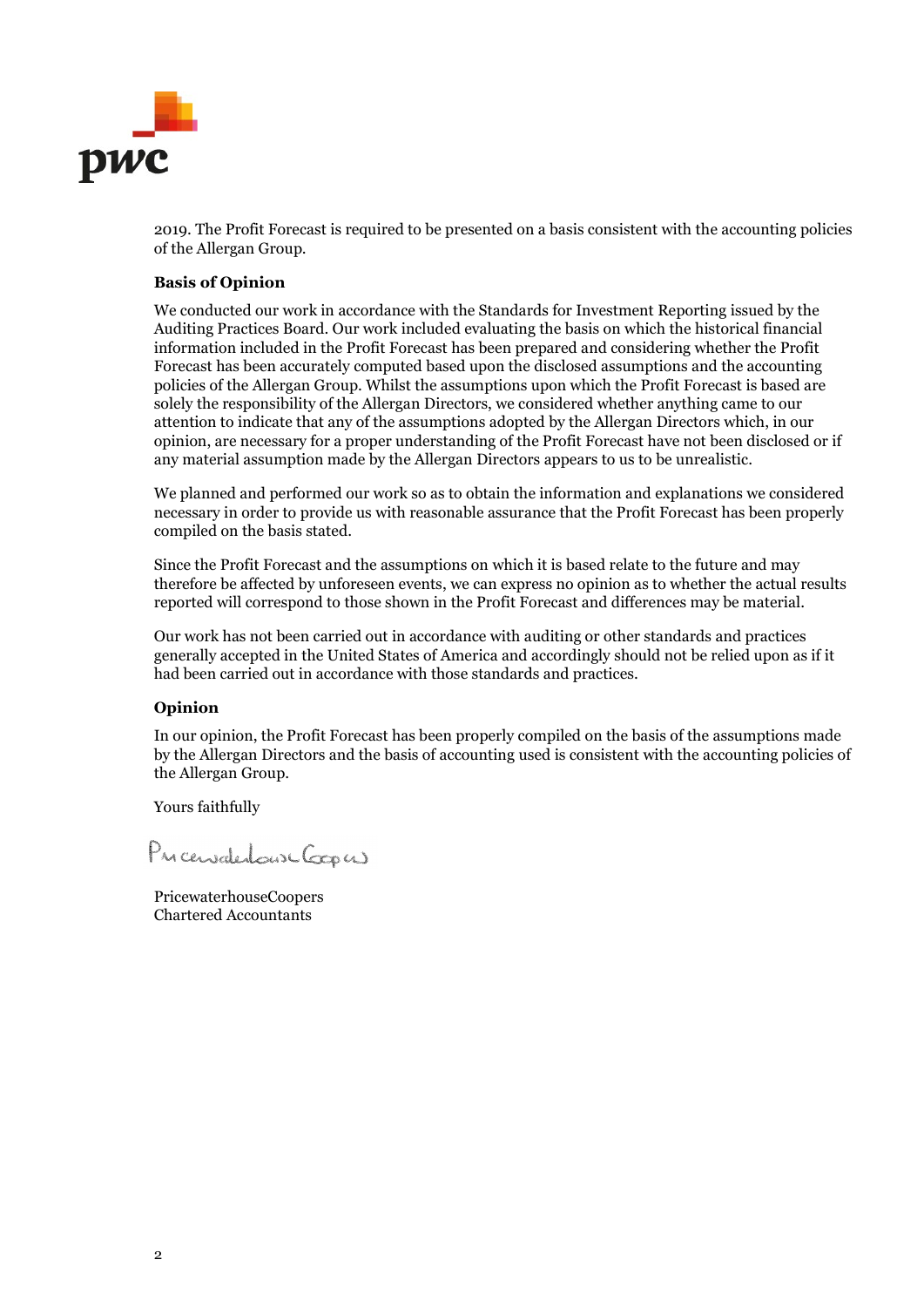2019. The Profit Forecast is required to be presented on a basis consistent with the accounting policies of the Allergan Group.

**Basis of Opinion**

We conducted our work in accordance with the Standards for Investment Reporting issued by the Auditing Practices Board. Our work included evaluating the basis on which the historical financial information included in the Profit Forecast has been prepared and considering whether the Profit Forecast has been accurately computed based upon the disclosed assumptions and the accounting policies of the Allergan Group. Whilst the assumptions upon which the Profit Forecast is based are solely the responsibility of the Allergan Directors, we considered whether anything came to our attention to indicate that any of the assumptions adopted by the Allergan Directors which, in our opinion, are necessary for a proper understanding of the Profit Forecast have not been disclosed or if any material assumption made by the Allergan Directors appears to us to be unrealistic.

We planned and performed our work so as to obtain the information and explanations we considered necessary in order to provide us with reasonable assurance that the Profit Forecast has been properly compiled on the basis stated.

Since the Profit Forecast and the assumptions on which it is based relate to the future and may therefore be affected by unforeseen events, we can express no opinion as to whether the actual results reported will correspond to those shown in the Profit Forecast and differences may be material.

Our work has not been carried out in accordance with auditing or other standards and practices generally accepted in the United States of America and accordingly should not be relied upon as if it had been carried out in accordance with those standards and practices.

**Opinion**

In our opinion, the Profit Forecast has been properly compiled on the basis of the assumptions made by the Allergan Directors and the basis of accounting used is consistent with the accounting policies of the Allergan Group.

Yours faithfully

PricewaterhouseCoopers

PricewaterhouseCoopers
Chartered Accountants